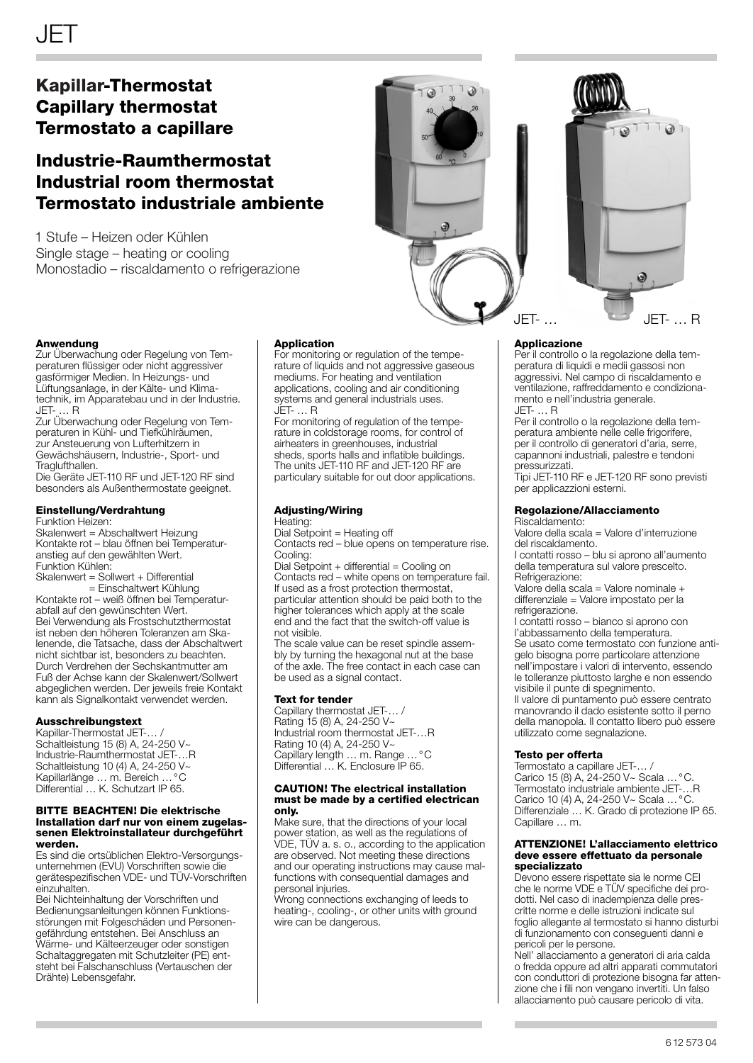# JET

## Kapillar-Thermostat
## Capillary thermostat
## Termostato a capillare

## Industrie-Raumthermostat
## Industrial room thermostat
## Termostato industriale ambiente

1 Stufe – Heizen oder Kühlen
Single stage – heating or cooling
Monostadio – riscaldamento o refrigerazione

JET- … JET- … R

### Anwendung

Zur Überwachung oder Regelung von Temperaturen flüssiger oder nicht aggressiver gasförmiger Medien. In Heizungs- und Lüftungsanlage, in der Kälte- und Klimatechnik, im Apparatebau und in der Industrie.
JET- … R
Zur Überwachung oder Regelung von Temperaturen in Kühl- und Tiefkühlräumen, zur Ansteuerung von Lufterhitzern in Gewächshäusern, Industrie-, Sport- und Traglufthallen.
Die Geräte JET-110 RF und JET-120 RF sind besonders als Außenthermostate geeignet.

### Einstellung/Verdrahtung

Funktion Heizen:
Skalenwert = Abschaltwert Heizung
Kontakte rot – blau öffnen bei Temperaturanstieg auf den gewählten Wert.
Funktion Kühlen:
Skalenwert = Sollwert + Differential
= Einschaltwert Kühlung
Kontakte rot – weiß öffnen bei Temperaturabfall auf den gewünschten Wert.
Bei Verwendung als Frostschutzthermostat ist neben den höheren Toleranzen am Skalenende, die Tatsache, dass der Abschaltwert nicht sichtbar ist, besonders zu beachten.
Durch Verdrehen der Sechskantmutter am Fuß der Achse kann der Skalenwert/Sollwert abgeglichen werden. Der jeweils freie Kontakt kann als Signalkontakt verwendet werden.

### Ausschreibungstext

Kapillar-Thermostat JET-… /
Schaltleistung 15 (8) A, 24-250 V~
Industrie-Raumthermostat JET-…R
Schaltleistung 10 (4) A, 24-250 V~
Kapillarlänge … m. Bereich … °C
Differential … K. Schutzart IP 65.

**BITTE BEACHTEN! Die elektrische Installation darf nur von einem zugelassenen Elektroinstallateur durchgeführt werden.**

Es sind die ortsüblichen Elektro-Versorgungsunternehmen (EVU) Vorschriften sowie die gerätespezifischen VDE- und TÜV-Vorschriften einzuhalten.
Bei Nichteinhaltung der Vorschriften und Bedienungsanleitungen können Funktionsstörungen mit Folgeschäden und Personengefährdung entstehen. Bei Anschluss an Wärme- und Kälteerzeuger oder sonstigen Schaltaggregaten mit Schutzleiter (PE) entsteht bei Falschanschluss (Vertauschen der Drähte) Lebensgefahr.

### Application

For monitoring or regulation of the temperature of liquids and not aggressive gaseous mediums. For heating and ventilation applications, cooling and air conditioning systems and general industrials uses.
JET- … R
For monitoring of regulation of the temperature in coldstorage rooms, for control of airheaters in greenhouses, industrial sheds, sports halls and inflatible buildings.
The units JET-110 RF and JET-120 RF are particulary suitable for out door applications.

### Adjusting/Wiring

Heating:
Dial Setpoint = Heating off
Contacts red – blue opens on temperature rise.
Cooling:
Dial Setpoint + differential = Cooling on
Contacts red – white opens on temperature fail.
If used as a frost protection thermostat, particular attention should be paid both to the higher tolerances which apply at the scale end and the fact that the switch-off value is not visible.
The scale value can be reset spindle assembly by turning the hexagonal nut at the base of the axle. The free contact in each case can be used as a signal contact.

### Text for tender

Capillary thermostat JET-… /
Rating 15 (8) A, 24-250 V~
Industrial room thermostat JET-…R
Rating 10 (4) A, 24-250 V~
Capillary length … m. Range … °C
Differential … K. Enclosure IP 65.

**CAUTION! The electrical installation must be made by a certified electrican only.**

Make sure, that the directions of your local power station, as well as the regulations of VDE, TÜV a. s. o., according to the application are observed. Not meeting these directions and our operating instructions may cause malfunctions with consequential damages and personal injuries.
Wrong connections exchanging of leeds to heating-, cooling-, or other units with ground wire can be dangerous.

### Applicazione

Per il controllo o la regolazione della temperatura di liquidi e medii gassosi non aggressivi. Nel campo di riscaldamento e ventilazione, raffreddamento e condizionamento e nell'industria generale.
JET- … R
Per il controllo o la regolazione della temperatura ambiente nelle celle frigorifere, per il controllo di generatori d'aria, serre, capannoni industriali, palestre e tendoni pressurizzati.
Tipi JET-110 RF e JET-120 RF sono previsti per applicazzioni esterni.

### Regolazione/Allacciamento

Riscaldamento:
Valore della scala = Valore d'interruzione del riscaldamento.
I contatti rosso – blu si aprono all'aumento della temperatura sul valore prescelto.
Refrigerazione:
Valore della scala = Valore nominale + differenziale = Valore impostato per la refrigerazione.
I contatti rosso – bianco si aprono con l'abbassamento della temperatura.
Se usato come termostato con funzione antigelo bisogna porre particolare attenzione nell'impostare i valori di intervento, essendo le tolleranze piuttosto larghe e non essendo visibile il punte di spegnimento.
Il valore di puntamento può essere centrato manovrando il dado esistente sotto il perno della manopola. Il contatto libero può essere utilizzato come segnalazione.

### Testo per offerta

Termostato a capillare JET-… /
Carico 15 (8) A, 24-250 V~ Scala … °C.
Termostato industriale ambiente JET-…R
Carico 10 (4) A, 24-250 V~ Scala … °C.
Differenziale … K. Grado di protezione IP 65.
Capillare … m.

**ATTENZIONE! L'allacciamento elettrico deve essere effettuato da personale specializzato**

Devono essere rispettate sia le norme CEI che le norme VDE e TÜV specifiche dei prodotti. Nel caso di inadempienza delle prescritte norme e delle istruzioni indicate sul foglio allegante al termostato si hanno disturbi di funzionamento con conseguenti danni e pericoli per le persone.
Nell' allacciamento a generatori di aria calda o fredda oppure ad altri apparati commutatori con conduttori di protezione bisogna far attenzione che i fili non vengano invertiti. Un falso allacciamento può causare pericolo di vita.

6 12 573 04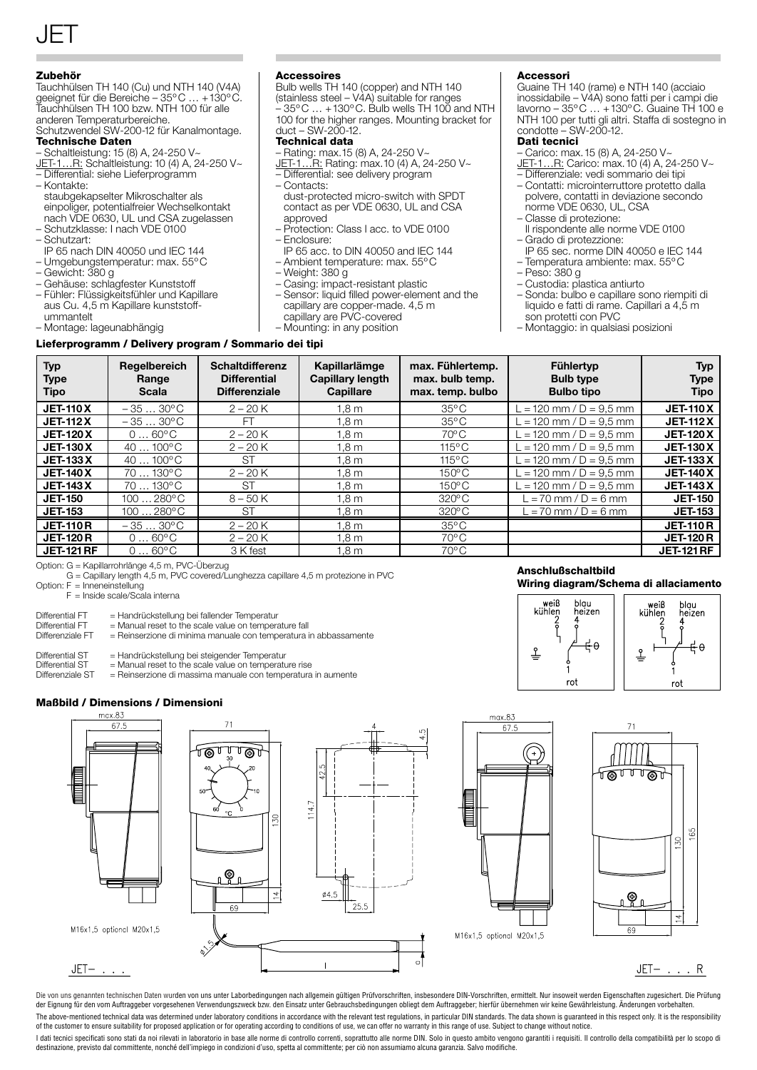# JET

### Zubehör

Tauchhülsen TH 140 (Cu) und NTH 140 (V4A) geeignet für die Bereiche – 35°C … +130°C. Tauchhülsen TH 100 bzw. NTH 100 für alle anderen Temperaturbereiche.
Schutzwendel SW-200-12 für Kanalmontage.

### Technische Daten

- Schaltleistung: 15 (8) A, 24-250 V~
- JET-1…R: Schaltleistung: 10 (4) A, 24-250 V~
- Differential: siehe Lieferprogramm
- Kontakte: staubgekapselter Mikroschalter als einpoliger, potentialfreier Wechselkontakt nach VDE 0630, UL und CSA zugelassen
- Schutzklasse: I nach VDE 0100
- Schutzart: IP 65 nach DIN 40050 und IEC 144
- Umgebungstemperatur: max. 55°C
- Gewicht: 380 g
- Gehäuse: schlagfester Kunststoff
- Fühler: Flüssigkeitsfühler und Kapillare aus Cu. 4,5 m Kapillare kunststoffummantelt
- Montage: lageunabhängig

### Accessoires

Bulb wells TH 140 (copper) and NTH 140 (stainless steel – V4A) suitable for ranges – 35°C … +130°C. Bulb wells TH 100 and NTH 100 for the higher ranges. Mounting bracket for duct – SW-200-12.

### Technical data

- Rating: max.15 (8) A, 24-250 V~
- JET-1…R: Rating: max.10 (4) A, 24-250 V~
- Differential: see delivery program
- Contacts: dust-protected micro-switch with SPDT contact as per VDE 0630, UL and CSA approved
- Protection: Class I acc. to VDE 0100
- Enclosure: IP 65 acc. to DIN 40050 and IEC 144
- Ambient temperature: max. 55°C
- Weight: 380 g
- Casing: impact-resistant plastic
- Sensor: liquid filled power-element and the capillary are copper-made. 4,5 m capillary are PVC-covered
- Mounting: in any position

### Accessori

Guaine TH 140 (rame) e NTH 140 (acciaio inossidabile – V4A) sono fatti per i campi die lavorno – 35°C … +130°C. Guaine TH 100 e NTH 100 per tutti gli altri. Staffa di sostegno in condotte – SW-200-12.

### Dati tecnici

- Carico: max. 15 (8) A, 24-250 V~
- JET-1…R: Carico: max. 10 (4) A, 24-250 V~
- Differenziale: vedi sommario dei tipi
- Contatti: microinterruttore protetto dalla polvere, contatti in deviazione secondo norme VDE 0630, UL, CSA
- Classe di protezione: Il rispondente alle norme VDE 0100
- Grado di protezzione: IP 65 sec. norme DIN 40050 e IEC 144
- Temperatura ambiente: max. 55°C
- Peso: 380 g
- Custodia: plastica antiurto
- Sonda: bulbo e capillare sono riempiti di liquido e fatti di rame. Capillari a 4,5 m son protetti con PVC
- Montaggio: in qualsiasi posizioni

### Lieferprogramm / Delivery program / Sommario dei tipi

| Typ<br>Type<br>Tipo | Regelbereich<br>Range<br>Scala | Schaltdifferenz<br>Differential<br>Differenziale | Kapillarlämge<br>Capillary length<br>Capillare | max. Fühlertemp.<br>max. bulb temp.<br>max. temp. bulbo | Fühlertyp<br>Bulb type<br>Bulbo tipo | Typ<br>Type<br>Tipo |
|---|---|---|---|---|---|---|
| **JET-110 X** | – 35 … 30°C | 2 – 20 K | 1,8 m | 35°C | L = 120 mm / D = 9,5 mm | **JET-110 X** |
| **JET-112 X** | – 35 … 30°C | FT | 1,8 m | 35°C | L = 120 mm / D = 9,5 mm | **JET-112 X** |
| **JET-120 X** | 0 … 60°C | 2 – 20 K | 1,8 m | 70°C | L = 120 mm / D = 9,5 mm | **JET-120 X** |
| **JET-130 X** | 40 … 100°C | 2 – 20 K | 1,8 m | 115°C | L = 120 mm / D = 9,5 mm | **JET-130 X** |
| **JET-133 X** | 40 … 100°C | ST | 1,8 m | 115°C | L = 120 mm / D = 9,5 mm | **JET-133 X** |
| **JET-140 X** | 70 … 130°C | 2 – 20 K | 1,8 m | 150°C | L = 120 mm / D = 9,5 mm | **JET-140 X** |
| **JET-143 X** | 70 … 130°C | ST | 1,8 m | 150°C | L = 120 mm / D = 9,5 mm | **JET-143 X** |
| **JET-150** | 100 … 280°C | 8 – 50 K | 1,8 m | 320°C | L = 70 mm / D = 6 mm | **JET-150** |
| **JET-153** | 100 … 280°C | ST | 1,8 m | 320°C | L = 70 mm / D = 6 mm | **JET-153** |
| **JET-110 R** | – 35 … 30°C | 2 – 20 K | 1,8 m | 35°C | | **JET-110 R** |
| **JET-120 R** | 0 … 60°C | 2 – 20 K | 1,8 m | 70°C | | **JET-120 R** |
| **JET-121 RF** | 0 … 60°C | 3 K fest | 1,8 m | 70°C | | **JET-121 RF** |

Option: G = Kapillarrohrlänge 4,5 m, PVC-Überzug
G = Capillary length 4,5 m, PVC covered/Lunghezza capillare 4,5 m protezione in PVC
Option: F = Inneneinstellung
F = Inside scale/Scala interna

Differential FT = Handrückstellung bei fallender Temperatur
Differential FT = Manual reset to the scale value on temperature fall
Differenziale FT = Reinserzione di minima manuale con temperatura in abbassamente

Differential ST = Handrückstellung bei steigender Temperatur
Differential ST = Manual reset to the scale value on temperature rise
Differenziale ST = Reinserzione di massima manuale con temperatura in aumente

### Anschlußschaltbild
### Wiring diagram/Schema di allaciamento

weiß kühlen 2
blau heizen 4
1 rot

weiß kühlen 2
blau heizen 4
1 rot

### Maßbild / Dimensions / Dimensioni

max.83
67.5
71
130
14
69
M16x1,5 optional M20x1,5
Ø1,5
JET- . . .
4
4.5
42.5
114.7
Ø4.5
25.5
l
a
max.83
67.5
M16x1,5 optional M20x1,5
71
130
165
14
69
JET- . . . R

Die von uns genannten technischen Daten wurden von uns unter Laborbedingungen nach allgemein gültigen Prüfvorschriften, insbesondere DIN-Vorschriften, ermittelt. Nur insoweit werden Eigenschaften zugesichert. Die Prüfung der Eignung für den vom Auftraggeber vorgesehenen Verwendungszweck bzw. den Einsatz unter Gebrauchsbedingungen obliegt dem Auftraggeber; hierfür übernehmen wir keine Gewährleistung. Änderungen vorbehalten.

The above-mentioned technical data was determined under laboratory conditions in accordance with the relevant test regulations, in particular DIN standards. The data shown is guaranteed in this respect only. It is the responsibility of the customer to ensure suitability for proposed application or for operating according to conditions of use, we can offer no warranty in this range of use. Subject to change without notice.

I dati tecnici specificati sono stati da noi rilevati in laboratorio in base alle norme di controllo correnti, soprattutto alle norme DIN. Solo in questo ambito vengono garantiti i requisiti. Il controllo della compatibilità per lo scopo di destinazione, previsto dal committente, nonché dell'impiego in condizioni d'uso, spetta al committente; per ciò non assumiamo alcuna garanzia. Salvo modifiche.